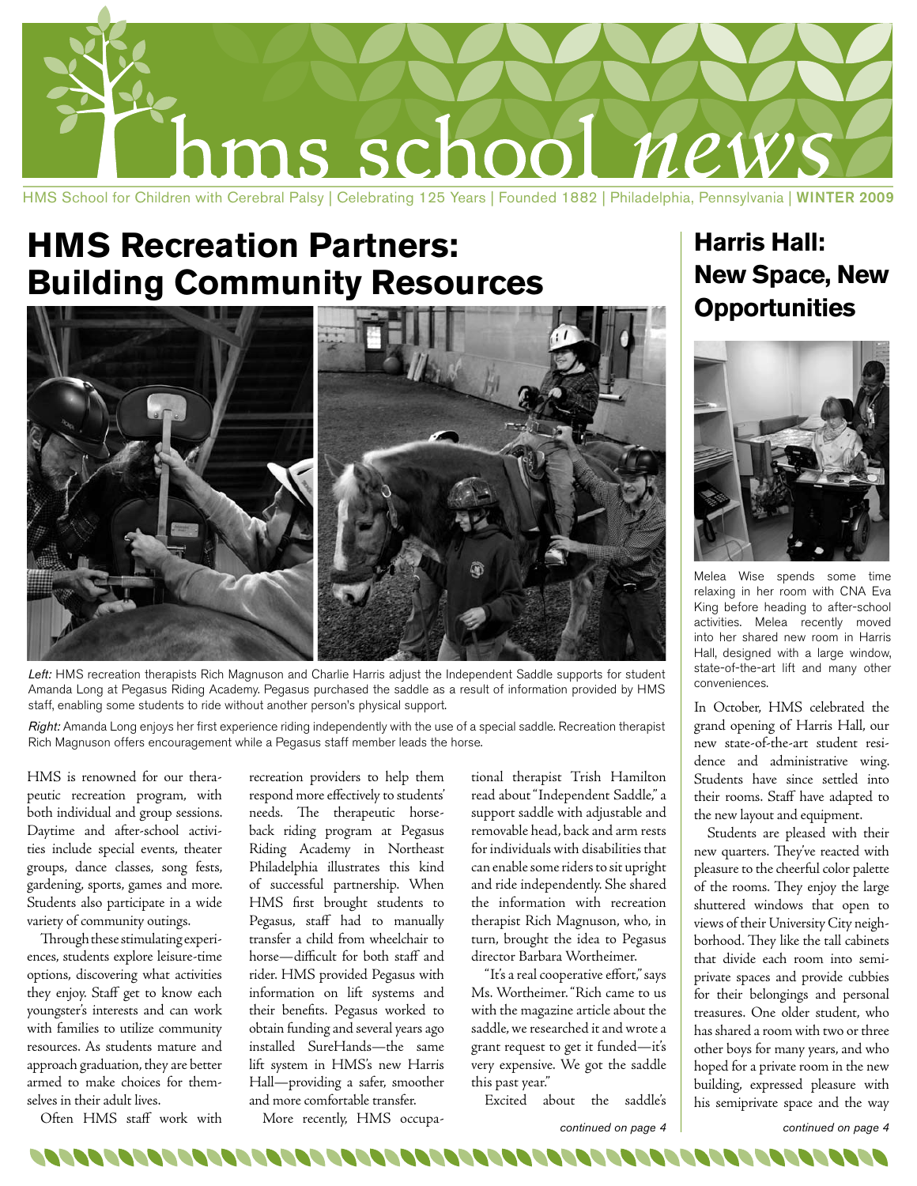# hms school *news*

HMS School for Children with Cerebral Palsy | Celebrating 125 Years | Founded 1882 | Philadelphia, Pennsylvania | **WINTER 2009**

## HMS Recreation Partners: Building Community Resources

*Left:* HMS recreation therapists Rich Magnuson and Charlie Harris adjust the Independent Saddle supports for student Amanda Long at Pegasus Riding Academy. Pegasus purchased the saddle as a result of information provided by HMS staff, enabling some students to ride without another person's physical support.

*Right:* Amanda Long enjoys her first experience riding independently with the use of a special saddle. Recreation therapist Rich Magnuson offers encouragement while a Pegasus staff member leads the horse.

HMS is renowned for our therapeutic recreation program, with both individual and group sessions. Daytime and after-school activities include special events, theater groups, dance classes, song fests, gardening, sports, games and more. Students also participate in a wide variety of community outings.

Through these stimulating experiences, students explore leisure-time options, discovering what activities they enjoy. Staff get to know each youngster's interests and can work with families to utilize community resources. As students mature and approach graduation, they are better armed to make choices for themselves in their adult lives.

Often HMS staff work with recreation providers to help them respond more effectively to students' needs. The therapeutic horseback riding program at Pegasus Riding Academy in Northeast Philadelphia illustrates this kind of successful partnership. When HMS first brought students to Pegasus, staff had to manually transfer a child from wheelchair to horse—difficult for both staff and rider. HMS provided Pegasus with information on lift systems and their benefits. Pegasus worked to obtain funding and several years ago installed SureHands—the same lift system in HMS's new Harris Hall—providing a safer, smoother and more comfortable transfer.

More recently, HMS occupational therapist Trish Hamilton read about "Independent Saddle," a support saddle with adjustable and removable head, back and arm rests for individuals with disabilities that can enable some riders to sit upright and ride independently. She shared the information with recreation therapist Rich Magnuson, who, in turn, brought the idea to Pegasus director Barbara Wortheimer.

"It's a real cooperative effort," says Ms. Wortheimer. "Rich came to us with the magazine article about the saddle, we researched it and wrote a grant request to get it funded—it's very expensive. We got the saddle this past year."

Excited about the saddle's

*continued on page 4*

## Harris Hall: New Space, New Opportunities

Melea Wise spends some time relaxing in her room with CNA Eva King before heading to after-school activities. Melea recently moved into her shared new room in Harris Hall, designed with a large window, state-of-the-art lift and many other conveniences.

In October, HMS celebrated the grand opening of Harris Hall, our new state-of-the-art student residence and administrative wing. Students have since settled into their rooms. Staff have adapted to the new layout and equipment.

Students are pleased with their new quarters. They've reacted with pleasure to the cheerful color palette of the rooms. They enjoy the large shuttered windows that open to views of their University City neighborhood. They like the tall cabinets that divide each room into semiprivate spaces and provide cubbies for their belongings and personal treasures. One older student, who has shared a room with two or three other boys for many years, and who hoped for a private room in the new building, expressed pleasure with his semiprivate space and the way

*continued on page 4*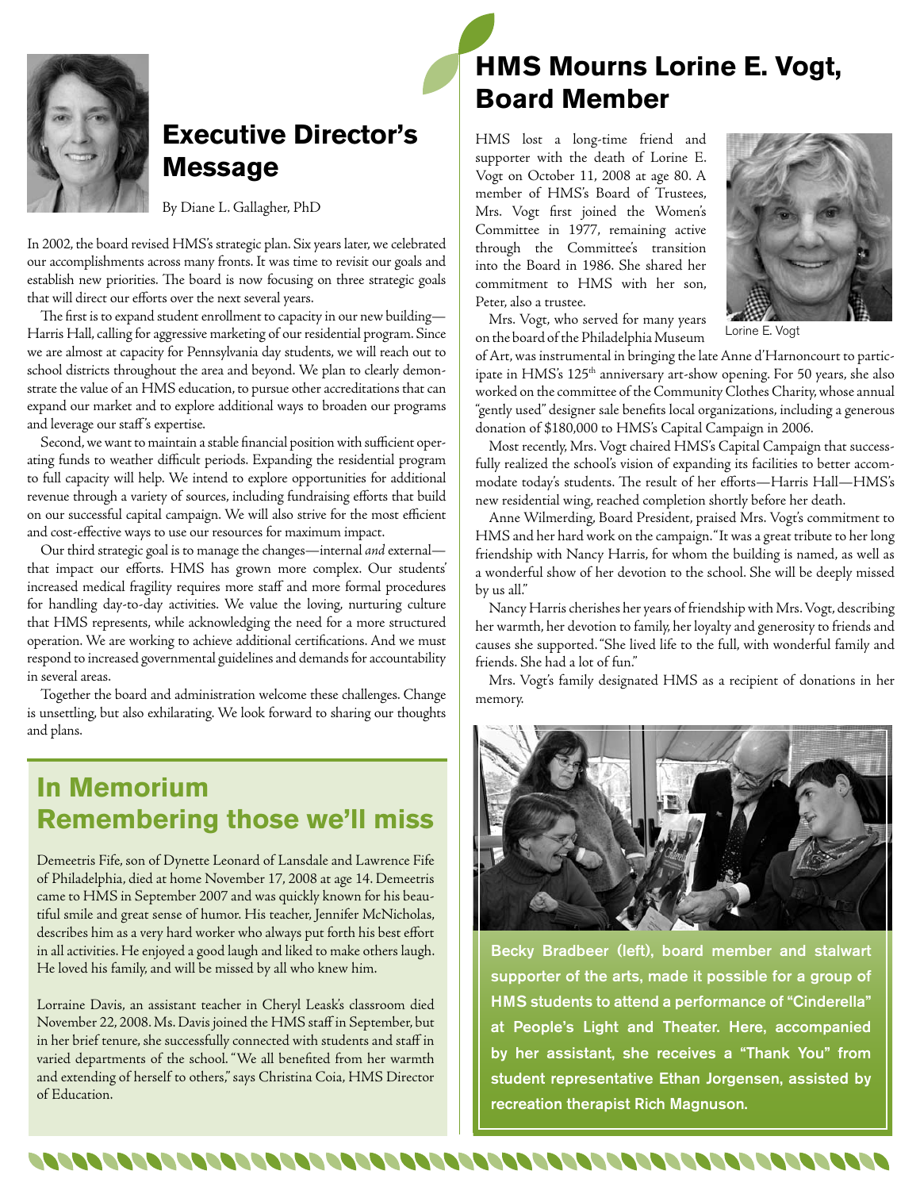## Executive Director's Message

By Diane L. Gallagher, PhD

In 2002, the board revised HMS's strategic plan. Six years later, we celebrated our accomplishments across many fronts. It was time to revisit our goals and establish new priorities. The board is now focusing on three strategic goals that will direct our efforts over the next several years.

The first is to expand student enrollment to capacity in our new building—Harris Hall, calling for aggressive marketing of our residential program. Since we are almost at capacity for Pennsylvania day students, we will reach out to school districts throughout the area and beyond. We plan to clearly demonstrate the value of an HMS education, to pursue other accreditations that can expand our market and to explore additional ways to broaden our programs and leverage our staff's expertise.

Second, we want to maintain a stable financial position with sufficient operating funds to weather difficult periods. Expanding the residential program to full capacity will help. We intend to explore opportunities for additional revenue through a variety of sources, including fundraising efforts that build on our successful capital campaign. We will also strive for the most efficient and cost-effective ways to use our resources for maximum impact.

Our third strategic goal is to manage the changes—internal *and* external—that impact our efforts. HMS has grown more complex. Our students' increased medical fragility requires more staff and more formal procedures for handling day-to-day activities. We value the loving, nurturing culture that HMS represents, while acknowledging the need for a more structured operation. We are working to achieve additional certifications. And we must respond to increased governmental guidelines and demands for accountability in several areas.

Together the board and administration welcome these challenges. Change is unsettling, but also exhilarating. We look forward to sharing our thoughts and plans.

## In Memorium
## Remembering those we'll miss

Demeetris Fife, son of Dynette Leonard of Lansdale and Lawrence Fife of Philadelphia, died at home November 17, 2008 at age 14. Demeetris came to HMS in September 2007 and was quickly known for his beautiful smile and great sense of humor. His teacher, Jennifer McNicholas, describes him as a very hard worker who always put forth his best effort in all activities. He enjoyed a good laugh and liked to make others laugh. He loved his family, and will be missed by all who knew him.

Lorraine Davis, an assistant teacher in Cheryl Leask's classroom died November 22, 2008. Ms. Davis joined the HMS staff in September, but in her brief tenure, she successfully connected with students and staff in varied departments of the school. "We all benefited from her warmth and extending of herself to others," says Christina Coia, HMS Director of Education.

## HMS Mourns Lorine E. Vogt, Board Member

HMS lost a long-time friend and supporter with the death of Lorine E. Vogt on October 11, 2008 at age 80. A member of HMS's Board of Trustees, Mrs. Vogt first joined the Women's Committee in 1977, remaining active through the Committee's transition into the Board in 1986. She shared her commitment to HMS with her son, Peter, also a trustee.

Lorine E. Vogt

Mrs. Vogt, who served for many years on the board of the Philadelphia Museum of Art, was instrumental in bringing the late Anne d'Harnoncourt to participate in HMS's 125th anniversary art-show opening. For 50 years, she also worked on the committee of the Community Clothes Charity, whose annual "gently used" designer sale benefits local organizations, including a generous donation of $180,000 to HMS's Capital Campaign in 2006.

Most recently, Mrs. Vogt chaired HMS's Capital Campaign that successfully realized the school's vision of expanding its facilities to better accommodate today's students. The result of her efforts—Harris Hall—HMS's new residential wing, reached completion shortly before her death.

Anne Wilmerding, Board President, praised Mrs. Vogt's commitment to HMS and her hard work on the campaign. "It was a great tribute to her long friendship with Nancy Harris, for whom the building is named, as well as a wonderful show of her devotion to the school. She will be deeply missed by us all."

Nancy Harris cherishes her years of friendship with Mrs. Vogt, describing her warmth, her devotion to family, her loyalty and generosity to friends and causes she supported. "She lived life to the full, with wonderful family and friends. She had a lot of fun."

Mrs. Vogt's family designated HMS as a recipient of donations in her memory.

**Becky Bradbeer (left), board member and stalwart supporter of the arts, made it possible for a group of HMS students to attend a performance of "Cinderella" at People's Light and Theater. Here, accompanied by her assistant, she receives a "Thank You" from student representative Ethan Jorgensen, assisted by recreation therapist Rich Magnuson.**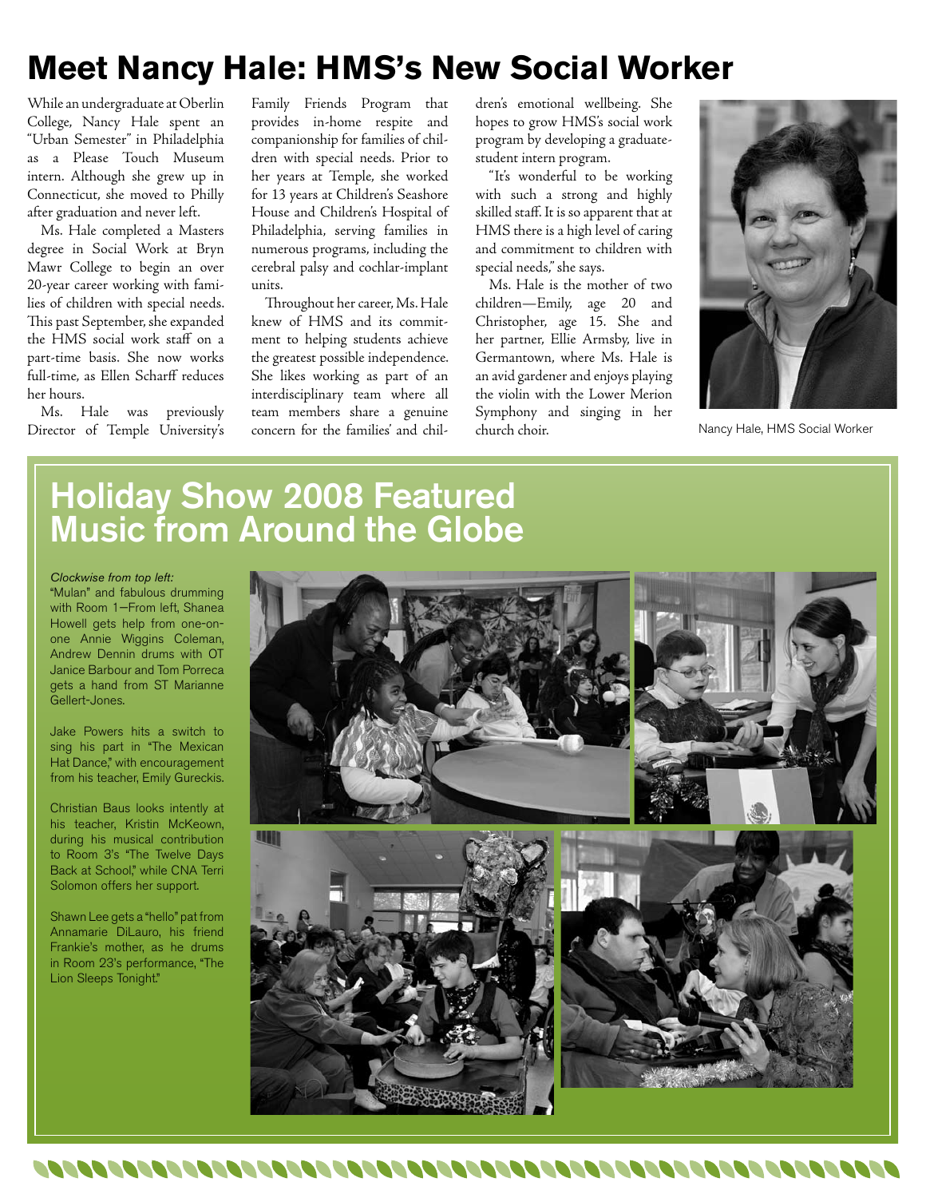# Meet Nancy Hale: HMS's New Social Worker

While an undergraduate at Oberlin College, Nancy Hale spent an "Urban Semester" in Philadelphia as a Please Touch Museum intern. Although she grew up in Connecticut, she moved to Philly after graduation and never left.

Ms. Hale completed a Masters degree in Social Work at Bryn Mawr College to begin an over 20-year career working with families of children with special needs. This past September, she expanded the HMS social work staff on a part-time basis. She now works full-time, as Ellen Scharff reduces her hours.

Ms. Hale was previously Director of Temple University's Family Friends Program that provides in-home respite and companionship for families of children with special needs. Prior to her years at Temple, she worked for 13 years at Children's Seashore House and Children's Hospital of Philadelphia, serving families in numerous programs, including the cerebral palsy and cochlar-implant units.

Throughout her career, Ms. Hale knew of HMS and its commitment to helping students achieve the greatest possible independence. She likes working as part of an interdisciplinary team where all team members share a genuine concern for the families' and children's emotional wellbeing. She hopes to grow HMS's social work program by developing a graduate-student intern program.

"It's wonderful to be working with such a strong and highly skilled staff. It is so apparent that at HMS there is a high level of caring and commitment to children with special needs," she says.

Ms. Hale is the mother of two children—Emily, age 20 and Christopher, age 15. She and her partner, Ellie Armsby, live in Germantown, where Ms. Hale is an avid gardener and enjoys playing the violin with the Lower Merion Symphony and singing in her church choir.

Nancy Hale, HMS Social Worker

# Holiday Show 2008 Featured Music from Around the Globe

*Clockwise from top left:*

"Mulan" and fabulous drumming with Room 1—From left, Shanea Howell gets help from one-on-one Annie Wiggins Coleman, Andrew Dennin drums with OT Janice Barbour and Tom Porreca gets a hand from ST Marianne Gellert-Jones.

Jake Powers hits a switch to sing his part in "The Mexican Hat Dance," with encouragement from his teacher, Emily Gureckis.

Christian Baus looks intently at his teacher, Kristin McKeown, during his musical contribution to Room 3's "The Twelve Days Back at School," while CNA Terri Solomon offers her support.

Shawn Lee gets a "hello" pat from Annamarie DiLauro, his friend Frankie's mother, as he drums in Room 23's performance, "The Lion Sleeps Tonight."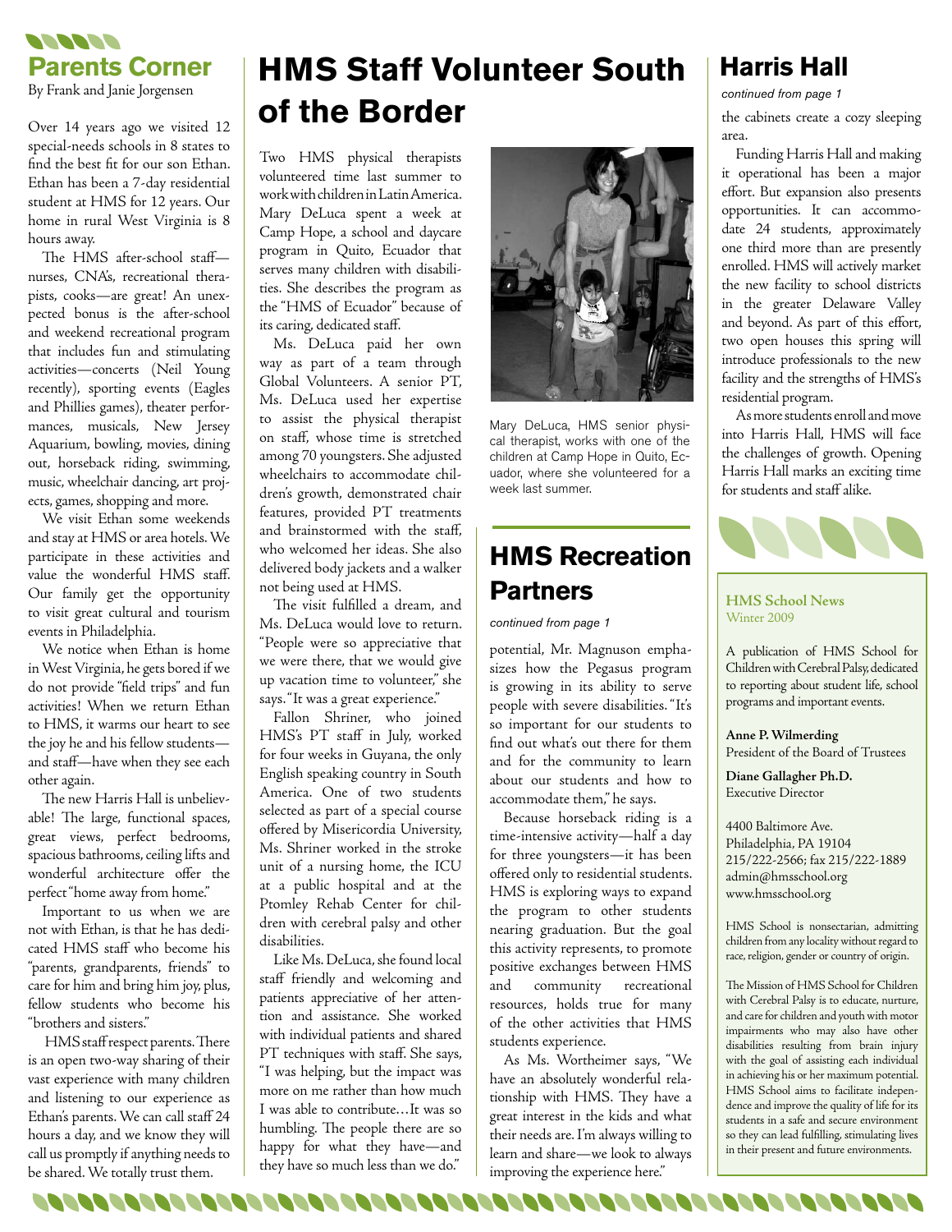## Parents Corner

By Frank and Janie Jorgensen

Over 14 years ago we visited 12 special-needs schools in 8 states to find the best fit for our son Ethan. Ethan has been a 7-day residential student at HMS for 12 years. Our home in rural West Virginia is 8 hours away.

The HMS after-school staff—nurses, CNA's, recreational therapists, cooks—are great! An unexpected bonus is the after-school and weekend recreational program that includes fun and stimulating activities—concerts (Neil Young recently), sporting events (Eagles and Phillies games), theater performances, musicals, New Jersey Aquarium, bowling, movies, dining out, horseback riding, swimming, music, wheelchair dancing, art projects, games, shopping and more.

We visit Ethan some weekends and stay at HMS or area hotels. We participate in these activities and value the wonderful HMS staff. Our family get the opportunity to visit great cultural and tourism events in Philadelphia.

We notice when Ethan is home in West Virginia, he gets bored if we do not provide "field trips" and fun activities! When we return Ethan to HMS, it warms our heart to see the joy he and his fellow students—and staff—have when they see each other again.

The new Harris Hall is unbelievable! The large, functional spaces, great views, perfect bedrooms, spacious bathrooms, ceiling lifts and wonderful architecture offer the perfect "home away from home."

Important to us when we are not with Ethan, is that he has dedicated HMS staff who become his "parents, grandparents, friends" to care for him and bring him joy, plus, fellow students who become his "brothers and sisters."

HMS staff respect parents. There is an open two-way sharing of their vast experience with many children and listening to our experience as Ethan's parents. We can call staff 24 hours a day, and we know they will call us promptly if anything needs to be shared. We totally trust them.

# HMS Staff Volunteer South of the Border

Two HMS physical therapists volunteered time last summer to work with children in Latin America. Mary DeLuca spent a week at Camp Hope, a school and daycare program in Quito, Ecuador that serves many children with disabilities. She describes the program as the "HMS of Ecuador" because of its caring, dedicated staff.

Ms. DeLuca paid her own way as part of a team through Global Volunteers. A senior PT, Ms. DeLuca used her expertise to assist the physical therapist on staff, whose time is stretched among 70 youngsters. She adjusted wheelchairs to accommodate children's growth, demonstrated chair features, provided PT treatments and brainstormed with the staff, who welcomed her ideas. She also delivered body jackets and a walker not being used at HMS.

The visit fulfilled a dream, and Ms. DeLuca would love to return. "People were so appreciative that we were there, that we would give up vacation time to volunteer," she says. "It was a great experience."

Fallon Shriner, who joined HMS's PT staff in July, worked for four weeks in Guyana, the only English speaking country in South America. One of two students selected as part of a special course offered by Misericordia University, Ms. Shriner worked in the stroke unit of a nursing home, the ICU at a public hospital and at the Ptomley Rehab Center for children with cerebral palsy and other disabilities.

Like Ms. DeLuca, she found local staff friendly and welcoming and patients appreciative of her attention and assistance. She worked with individual patients and shared PT techniques with staff. She says, "I was helping, but the impact was more on me rather than how much I was able to contribute…It was so humbling. The people there are so happy for what they have—and they have so much less than we do."

Mary DeLuca, HMS senior physical therapist, works with one of the children at Camp Hope in Quito, Ecuador, where she volunteered for a week last summer.

## HMS Recreation Partners

*continued from page 1*

potential, Mr. Magnuson emphasizes how the Pegasus program is growing in its ability to serve people with severe disabilities. "It's so important for our students to find out what's out there for them and for the community to learn about our students and how to accommodate them," he says.

Because horseback riding is a time-intensive activity—half a day for three youngsters—it has been offered only to residential students. HMS is exploring ways to expand the program to other students nearing graduation. But the goal this activity represents, to promote positive exchanges between HMS and community recreational resources, holds true for many of the other activities that HMS students experience.

As Ms. Wortheimer says, "We have an absolutely wonderful relationship with HMS. They have a great interest in the kids and what their needs are. I'm always willing to learn and share—we look to always improving the experience here."

## Harris Hall

*continued from page 1*

the cabinets create a cozy sleeping area.

Funding Harris Hall and making it operational has been a major effort. But expansion also presents opportunities. It can accommodate 24 students, approximately one third more than are presently enrolled. HMS will actively market the new facility to school districts in the greater Delaware Valley and beyond. As part of this effort, two open houses this spring will introduce professionals to the new facility and the strengths of HMS's residential program.

As more students enroll and move into Harris Hall, HMS will face the challenges of growth. Opening Harris Hall marks an exciting time for students and staff alike.

**HMS School News**
Winter 2009

A publication of HMS School for Children with Cerebral Palsy, dedicated to reporting about student life, school programs and important events.

**Anne P. Wilmerding**
President of the Board of Trustees

**Diane Gallagher Ph.D.**
Executive Director

4400 Baltimore Ave.
Philadelphia, PA 19104
215/222-2566; fax 215/222-1889
admin@hmsschool.org
www.hmsschool.org

HMS School is nonsectarian, admitting children from any locality without regard to race, religion, gender or country of origin.

The Mission of HMS School for Children with Cerebral Palsy is to educate, nurture, and care for children and youth with motor impairments who may also have other disabilities resulting from brain injury with the goal of assisting each individual in achieving his or her maximum potential. HMS School aims to facilitate independence and improve the quality of life for its students in a safe and secure environment so they can lead fulfilling, stimulating lives in their present and future environments.